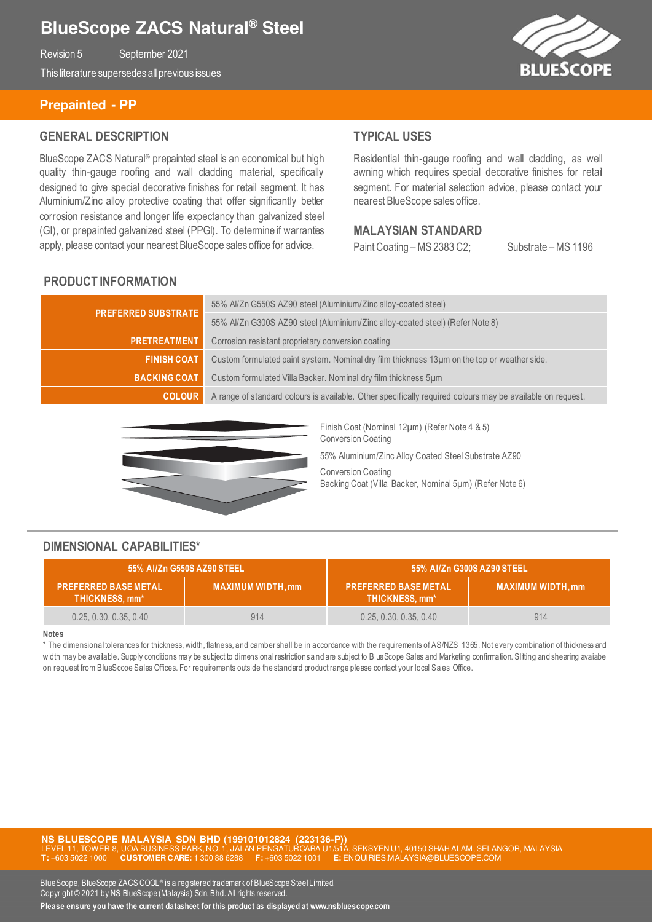# BlueScope ZACS Natural® Steel

Revision 5 September 2021

This literature supersedes all previous issues

## Prepainted - PP

### GENERAL DESCRIPTION

BlueScope ZACS Natural® prepainted steel is an economical but high quality thin-gauge roofing and wall cladding material, specifically designed to give special decorative finishes for retail segment. It has Aluminium/Zinc alloy protective coating that offer significantly better corrosion resistance and longer life expectancy than galvanized steel (GI), or prepainted galvanized steel (PPGI). To determine if warranties apply, please contact your nearest BlueScope sales office for advice.

### TYPICAL USES

Residential thin-gauge roofing and wall cladding, as well awning which requires special decorative finishes for retail segment. For material selection advice, please contact your nearest BlueScope sales office.

### MALAYSIAN STANDARD

Paint Coating – MS 2383 C2; Substrate – MS 1196

### PRODUCT INFORMATION

| | |
|---|---|
| **PREFERRED SUBSTRATE** | 55% Al/Zn G550S AZ90 steel (Aluminium/Zinc alloy-coated steel) |
| | 55% Al/Zn G300S AZ90 steel (Aluminium/Zinc alloy-coated steel) (Refer Note 8) |
| **PRETREATMENT** | Corrosion resistant proprietary conversion coating |
| **FINISH COAT** | Custom formulated paint system. Nominal dry film thickness 13µm on the top or weather side. |
| **BACKING COAT** | Custom formulated Villa Backer. Nominal dry film thickness 5µm |
| **COLOUR** | A range of standard colours is available. Other specifically required colours may be available on request. |

Finish Coat (Nominal 12µm) (Refer Note 4 & 5)
Conversion Coating
55% Aluminium/Zinc Alloy Coated Steel Substrate AZ90
Conversion Coating
Backing Coat (Villa Backer, Nominal 5µm) (Refer Note 6)

### DIMENSIONAL CAPABILITIES*

| 55% Al/Zn G550S AZ90 STEEL | | 55% Al/Zn G300S AZ90 STEEL | |
|---|---|---|---|
| PREFERRED BASE METAL THICKNESS, mm* | MAXIMUM WIDTH, mm | PREFERRED BASE METAL THICKNESS, mm* | MAXIMUM WIDTH, mm |
| 0.25, 0.30, 0.35, 0.40 | 914 | 0.25, 0.30, 0.35, 0.40 | 914 |

**Notes**

* The dimensional tolerances for thickness, width, flatness, and camber shall be in accordance with the requirements of AS/NZS 1365. Not every combination of thickness and width may be available. Supply conditions may be subject to dimensional restrictions and are subject to BlueScope Sales and Marketing confirmation. Slitting and shearing available on request from BlueScope Sales Offices. For requirements outside the standard product range please contact your local Sales Office.

**NS BLUESCOPE MALAYSIA SDN BHD (199101012824 (223136-P))**
LEVEL 11, TOWER 8, UOA BUSINESS PARK, NO. 1, JALAN PENGATURCARA U1/51A, SEKSYEN U1, 40150 SHAH ALAM, SELANGOR, MALAYSIA
**T:** +603 5022 1000 **CUSTOMER CARE:** 1 300 88 6288 **F:** +603 5022 1001 **E:** ENQUIRIES.MALAYSIA@BLUESCOPE.COM

BlueScope, BlueScope ZACS COOL® is a registered trademark of BlueScope Steel Limited.
Copyright © 2021 by NS BlueScope (Malaysia) Sdn. Bhd. All rights reserved.
**Please ensure you have the current datasheet for this product as displayed at www.nsbluescope.com**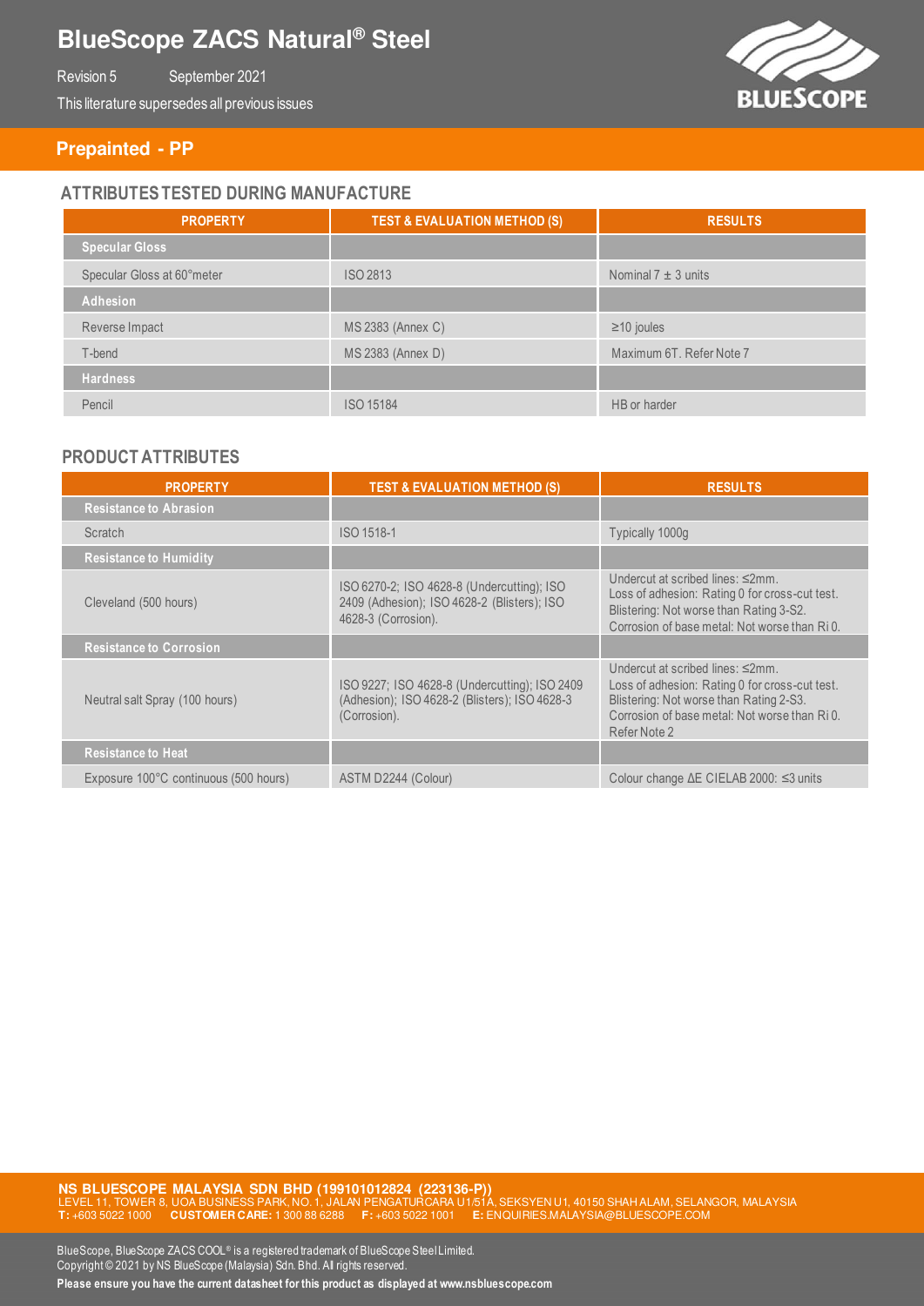## Prepainted - PP

### ATTRIBUTES TESTED DURING MANUFACTURE

| PROPERTY | TEST & EVALUATION METHOD (S) | RESULTS |
|---|---|---|
| **Specular Gloss** | | |
| Specular Gloss at 60°meter | ISO 2813 | Nominal 7 ± 3 units |
| **Adhesion** | | |
| Reverse Impact | MS 2383 (Annex C) | ≥10 joules |
| T-bend | MS 2383 (Annex D) | Maximum 6T. Refer Note 7 |
| **Hardness** | | |
| Pencil | ISO 15184 | HB or harder |

### PRODUCT ATTRIBUTES

| PROPERTY | TEST & EVALUATION METHOD (S) | RESULTS |
|---|---|---|
| **Resistance to Abrasion** | | |
| Scratch | ISO 1518-1 | Typically 1000g |
| **Resistance to Humidity** | | |
| Cleveland (500 hours) | ISO 6270-2; ISO 4628-8 (Undercutting); ISO 2409 (Adhesion); ISO 4628-2 (Blisters); ISO 4628-3 (Corrosion). | Undercut at scribed lines: ≤2mm. Loss of adhesion: Rating 0 for cross-cut test. Blistering: Not worse than Rating 3-S2. Corrosion of base metal: Not worse than Ri 0. |
| **Resistance to Corrosion** | | |
| Neutral salt Spray (100 hours) | ISO 9227; ISO 4628-8 (Undercutting); ISO 2409 (Adhesion); ISO 4628-2 (Blisters); ISO 4628-3 (Corrosion). | Undercut at scribed lines: ≤2mm. Loss of adhesion: Rating 0 for cross-cut test. Blistering: Not worse than Rating 2-S3. Corrosion of base metal: Not worse than Ri 0. Refer Note 2 |
| **Resistance to Heat** | | |
| Exposure 100°C continuous (500 hours) | ASTM D2244 (Colour) | Colour change ΔE CIELAB 2000: ≤3 units |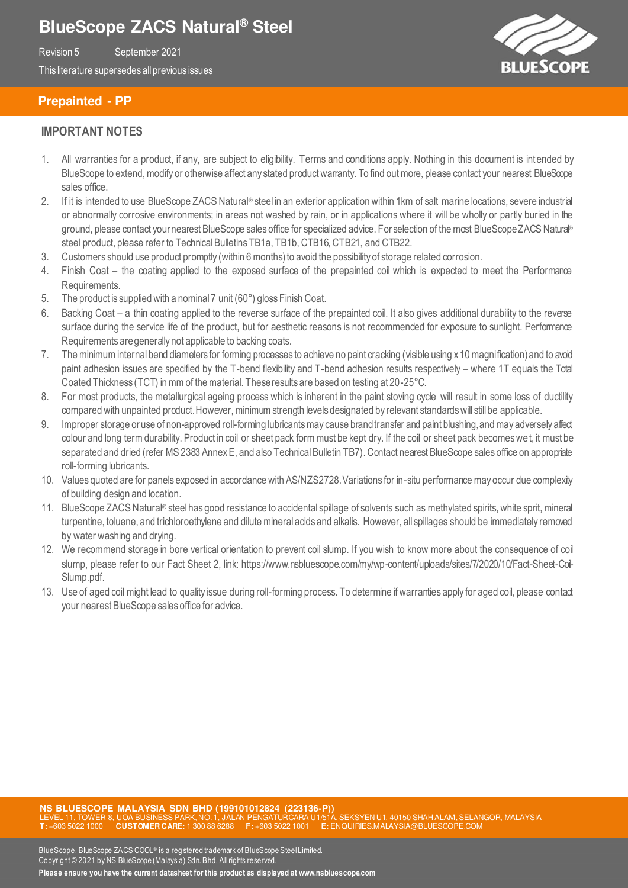## Prepainted - PP

### IMPORTANT NOTES

1. All warranties for a product, if any, are subject to eligibility. Terms and conditions apply. Nothing in this document is intended by BlueScope to extend, modify or otherwise affect any stated product warranty. To find out more, please contact your nearest BlueScope sales office.
2. If it is intended to use BlueScope ZACS Natural® steel in an exterior application within 1km of salt marine locations, severe industrial or abnormally corrosive environments; in areas not washed by rain, or in applications where it will be wholly or partly buried in the ground, please contact your nearest BlueScope sales office for specialized advice. For selection of the most BlueScope ZACS Natural® steel product, please refer to Technical Bulletins TB1a, TB1b, CTB16, CTB21, and CTB22.
3. Customers should use product promptly (within 6 months) to avoid the possibility of storage related corrosion.
4. Finish Coat – the coating applied to the exposed surface of the prepainted coil which is expected to meet the Performance Requirements.
5. The product is supplied with a nominal 7 unit (60°) gloss Finish Coat.
6. Backing Coat – a thin coating applied to the reverse surface of the prepainted coil. It also gives additional durability to the reverse surface during the service life of the product, but for aesthetic reasons is not recommended for exposure to sunlight. Performance Requirements are generally not applicable to backing coats.
7. The minimum internal bend diameters for forming processes to achieve no paint cracking (visible using x 10 magnification) and to avoid paint adhesion issues are specified by the T-bend flexibility and T-bend adhesion results respectively – where 1T equals the Total Coated Thickness (TCT) in mm of the material. These results are based on testing at 20-25°C.
8. For most products, the metallurgical ageing process which is inherent in the paint stoving cycle will result in some loss of ductility compared with unpainted product. However, minimum strength levels designated by relevant standards will still be applicable.
9. Improper storage or use of non-approved roll-forming lubricants may cause brand transfer and paint blushing, and may adversely affect colour and long term durability. Product in coil or sheet pack form must be kept dry. If the coil or sheet pack becomes wet, it must be separated and dried (refer MS 2383 Annex E, and also Technical Bulletin TB7). Contact nearest BlueScope sales office on appropriate roll-forming lubricants.
10. Values quoted are for panels exposed in accordance with AS/NZS2728. Variations for in-situ performance may occur due complexity of building design and location.
11. BlueScope ZACS Natural® steel has good resistance to accidental spillage of solvents such as methylated spirits, white sprit, mineral turpentine, toluene, and trichloroethylene and dilute mineral acids and alkalis. However, all spillages should be immediately removed by water washing and drying.
12. We recommend storage in bore vertical orientation to prevent coil slump. If you wish to know more about the consequence of coil slump, please refer to our Fact Sheet 2, link: https://www.nsbluescope.com/my/wp-content/uploads/sites/7/2020/10/Fact-Sheet-Coil-Slump.pdf.
13. Use of aged coil might lead to quality issue during roll-forming process. To determine if warranties apply for aged coil, please contact your nearest BlueScope sales office for advice.